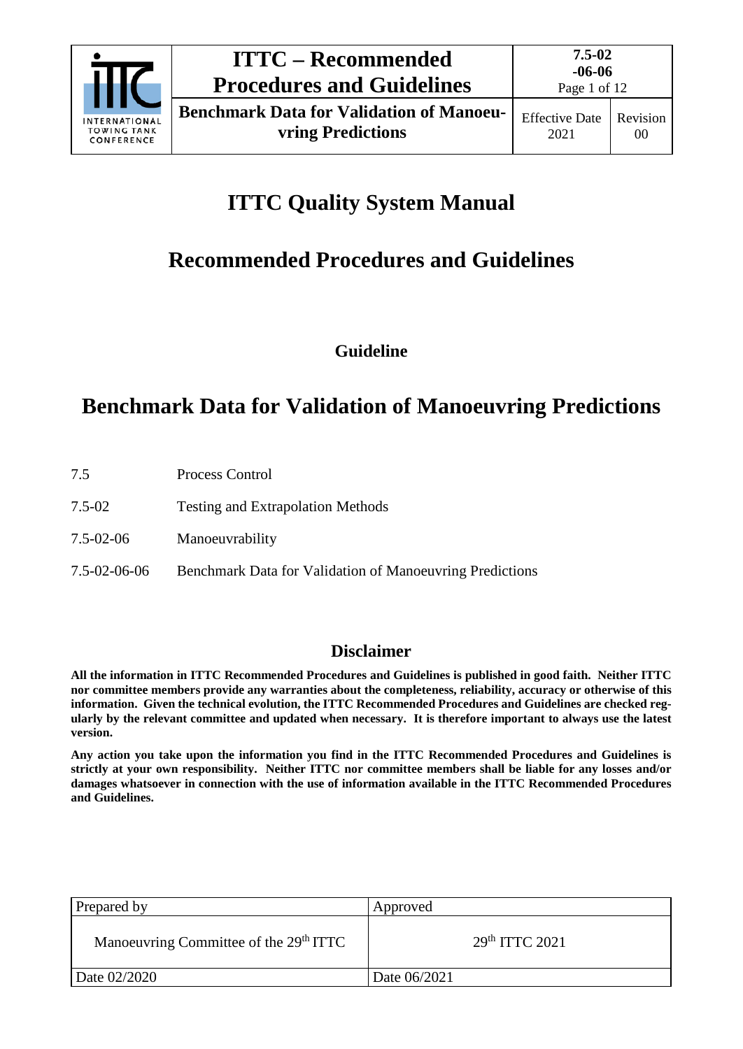# ITTC Quality System Manual

# Recommended Procedures and Guidelines

**Guideline**

# Benchmark Data for Validation of Manoeuvring Predictions

| | |
|---|---|
| 7.5 | Process Control |
| 7.5-02 | Testing and Extrapolation Methods |
| 7.5-02-06 | Manoeuvrability |
| 7.5-02-06-06 | Benchmark Data for Validation of Manoeuvring Predictions |

## Disclaimer

**All the information in ITTC Recommended Procedures and Guidelines is published in good faith. Neither ITTC nor committee members provide any warranties about the completeness, reliability, accuracy or otherwise of this information. Given the technical evolution, the ITTC Recommended Procedures and Guidelines are checked regularly by the relevant committee and updated when necessary. It is therefore important to always use the latest version.**

**Any action you take upon the information you find in the ITTC Recommended Procedures and Guidelines is strictly at your own responsibility. Neither ITTC nor committee members shall be liable for any losses and/or damages whatsoever in connection with the use of information available in the ITTC Recommended Procedures and Guidelines.**

| Prepared by | Approved |
|---|---|
| Manoeuvring Committee of the 29th ITTC | 29th ITTC 2021 |
| Date 02/2020 | Date 06/2021 |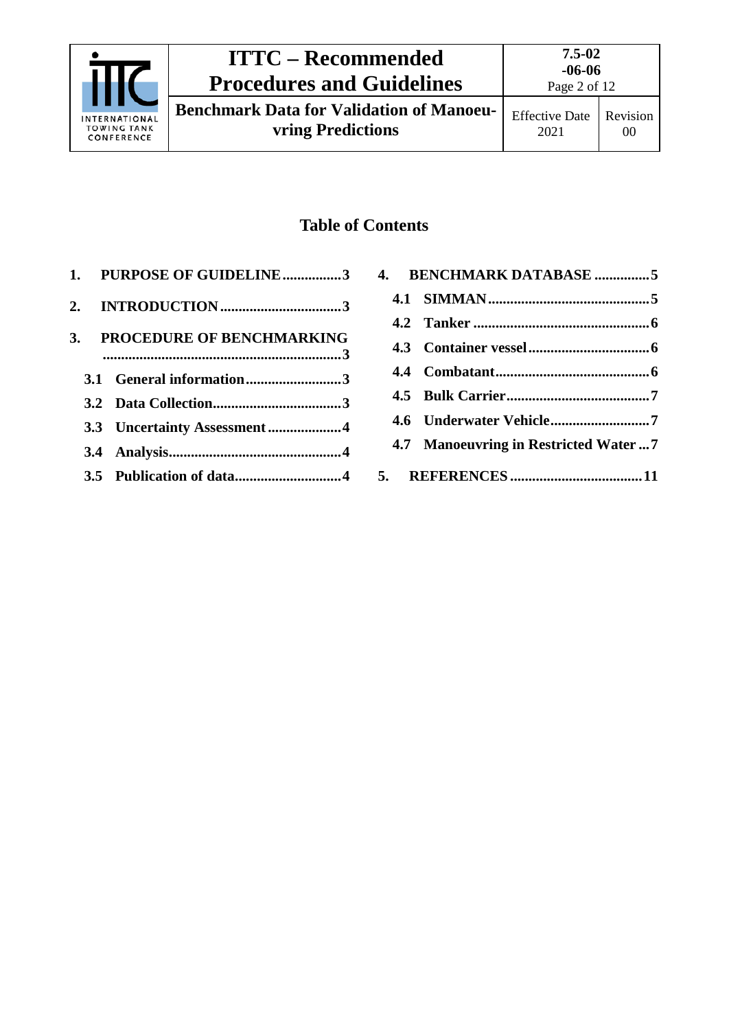## Table of Contents

1. PURPOSE OF GUIDELINE ................ 3
2. INTRODUCTION ................ 3
3. PROCEDURE OF BENCHMARKING ................ 3
   - 3.1 General information ................ 3
   - 3.2 Data Collection ................ 3
   - 3.3 Uncertainty Assessment ................ 4
   - 3.4 Analysis ................ 4
   - 3.5 Publication of data ................ 4
4. BENCHMARK DATABASE ................ 5
   - 4.1 SIMMAN ................ 5
   - 4.2 Tanker ................ 6
   - 4.3 Container vessel ................ 6
   - 4.4 Combatant ................ 6
   - 4.5 Bulk Carrier ................ 7
   - 4.6 Underwater Vehicle ................ 7
   - 4.7 Manoeuvring in Restricted Water ... 7
5. REFERENCES ................ 11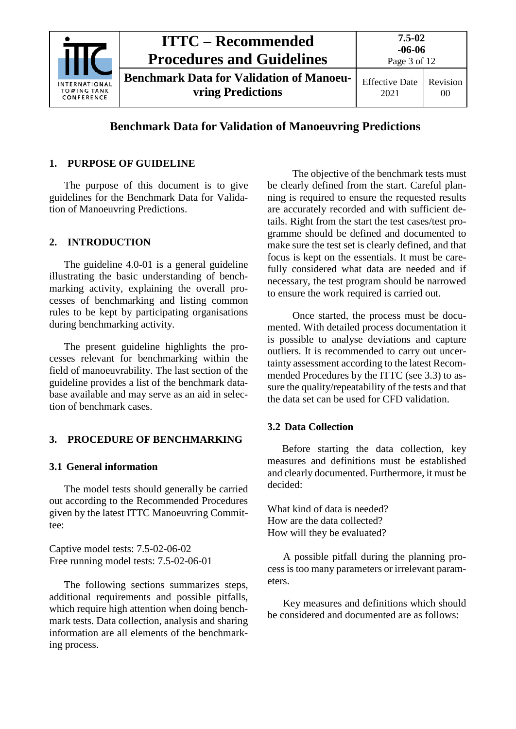# Benchmark Data for Validation of Manoeuvring Predictions

## 1. PURPOSE OF GUIDELINE

The purpose of this document is to give guidelines for the Benchmark Data for Validation of Manoeuvring Predictions.

## 2. INTRODUCTION

The guideline 4.0-01 is a general guideline illustrating the basic understanding of benchmarking activity, explaining the overall processes of benchmarking and listing common rules to be kept by participating organisations during benchmarking activity.

The present guideline highlights the processes relevant for benchmarking within the field of manoeuvrability. The last section of the guideline provides a list of the benchmark database available and may serve as an aid in selection of benchmark cases.

## 3. PROCEDURE OF BENCHMARKING

### 3.1 General information

The model tests should generally be carried out according to the Recommended Procedures given by the latest ITTC Manoeuvring Committee:

Captive model tests: 7.5-02-06-02
Free running model tests: 7.5-02-06-01

The following sections summarizes steps, additional requirements and possible pitfalls, which require high attention when doing benchmark tests. Data collection, analysis and sharing information are all elements of the benchmarking process.

The objective of the benchmark tests must be clearly defined from the start. Careful planning is required to ensure the requested results are accurately recorded and with sufficient details. Right from the start the test cases/test programme should be defined and documented to make sure the test set is clearly defined, and that focus is kept on the essentials. It must be carefully considered what data are needed and if necessary, the test program should be narrowed to ensure the work required is carried out.

Once started, the process must be documented. With detailed process documentation it is possible to analyse deviations and capture outliers. It is recommended to carry out uncertainty assessment according to the latest Recommended Procedures by the ITTC (see 3.3) to assure the quality/repeatability of the tests and that the data set can be used for CFD validation.

### 3.2 Data Collection

Before starting the data collection, key measures and definitions must be established and clearly documented. Furthermore, it must be decided:

What kind of data is needed?
How are the data collected?
How will they be evaluated?

A possible pitfall during the planning process is too many parameters or irrelevant parameters.

Key measures and definitions which should be considered and documented are as follows: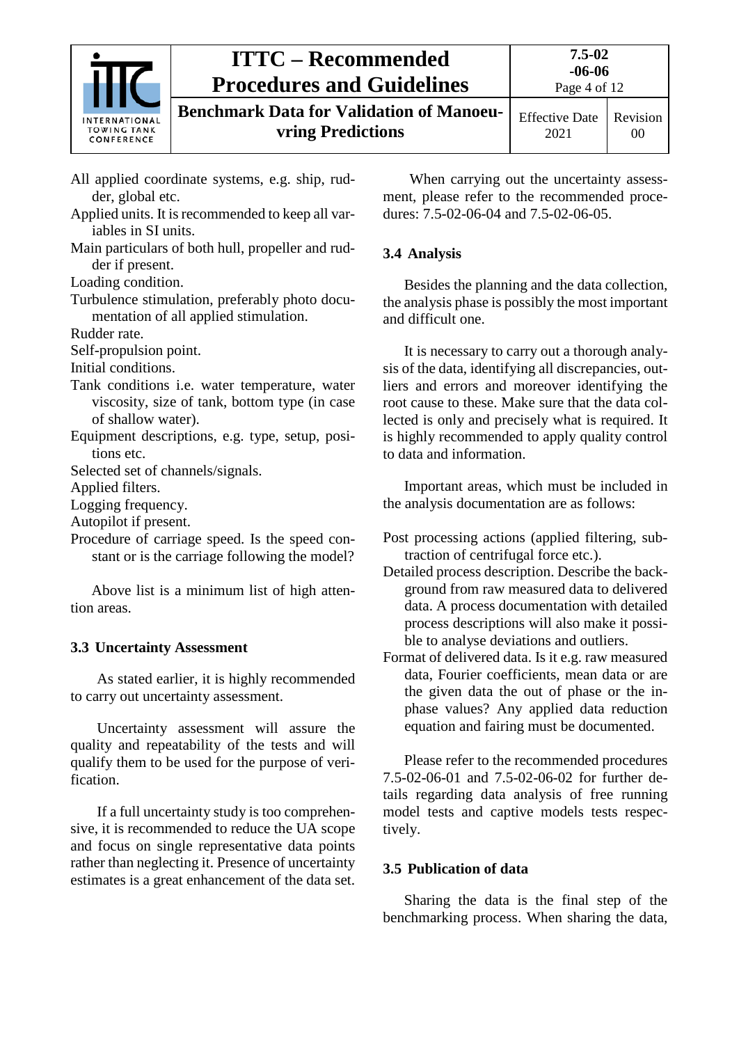All applied coordinate systems, e.g. ship, rudder, global etc.

Applied units. It is recommended to keep all variables in SI units.

Main particulars of both hull, propeller and rudder if present.

Loading condition.

Turbulence stimulation, preferably photo documentation of all applied stimulation.

Rudder rate.

Self-propulsion point.

Initial conditions.

Tank conditions i.e. water temperature, water viscosity, size of tank, bottom type (in case of shallow water).

Equipment descriptions, e.g. type, setup, positions etc.

Selected set of channels/signals.

Applied filters.

Logging frequency.

Autopilot if present.

Procedure of carriage speed. Is the speed constant or is the carriage following the model?

Above list is a minimum list of high attention areas.

### 3.3 Uncertainty Assessment

As stated earlier, it is highly recommended to carry out uncertainty assessment.

Uncertainty assessment will assure the quality and repeatability of the tests and will qualify them to be used for the purpose of verification.

If a full uncertainty study is too comprehensive, it is recommended to reduce the UA scope and focus on single representative data points rather than neglecting it. Presence of uncertainty estimates is a great enhancement of the data set.

When carrying out the uncertainty assessment, please refer to the recommended procedures: 7.5-02-06-04 and 7.5-02-06-05.

### 3.4 Analysis

Besides the planning and the data collection, the analysis phase is possibly the most important and difficult one.

It is necessary to carry out a thorough analysis of the data, identifying all discrepancies, outliers and errors and moreover identifying the root cause to these. Make sure that the data collected is only and precisely what is required. It is highly recommended to apply quality control to data and information.

Important areas, which must be included in the analysis documentation are as follows:

Post processing actions (applied filtering, subtraction of centrifugal force etc.).

Detailed process description. Describe the background from raw measured data to delivered data. A process documentation with detailed process descriptions will also make it possible to analyse deviations and outliers.

Format of delivered data. Is it e.g. raw measured data, Fourier coefficients, mean data or are the given data the out of phase or the in-phase values? Any applied data reduction equation and fairing must be documented.

Please refer to the recommended procedures 7.5-02-06-01 and 7.5-02-06-02 for further details regarding data analysis of free running model tests and captive models tests respectively.

### 3.5 Publication of data

Sharing the data is the final step of the benchmarking process. When sharing the data,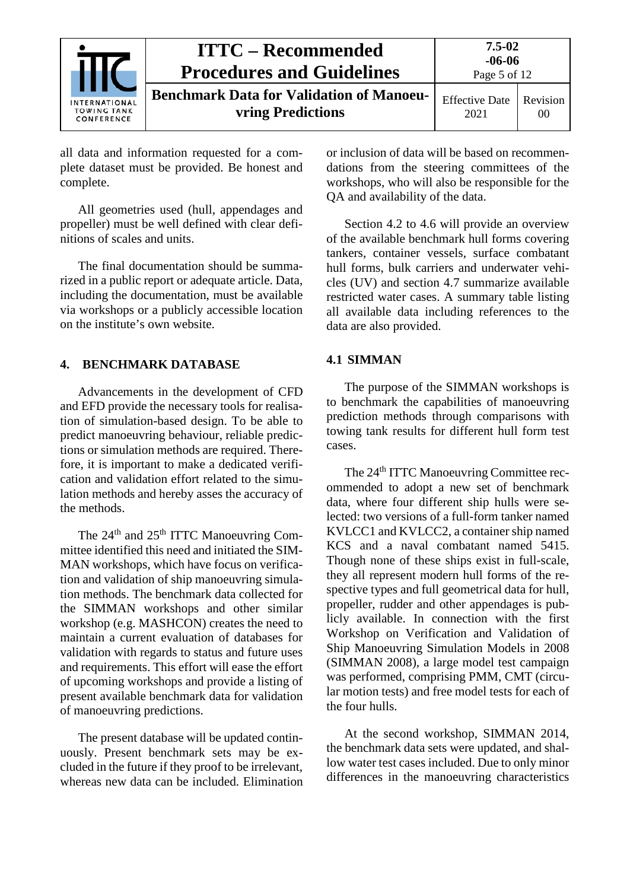all data and information requested for a complete dataset must be provided. Be honest and complete.

All geometries used (hull, appendages and propeller) must be well defined with clear definitions of scales and units.

The final documentation should be summarized in a public report or adequate article. Data, including the documentation, must be available via workshops or a publicly accessible location on the institute's own website.

## 4. BENCHMARK DATABASE

Advancements in the development of CFD and EFD provide the necessary tools for realisation of simulation-based design. To be able to predict manoeuvring behaviour, reliable predictions or simulation methods are required. Therefore, it is important to make a dedicated verification and validation effort related to the simulation methods and hereby asses the accuracy of the methods.

The 24th and 25th ITTC Manoeuvring Committee identified this need and initiated the SIMMAN workshops, which have focus on verification and validation of ship manoeuvring simulation methods. The benchmark data collected for the SIMMAN workshops and other similar workshop (e.g. MASHCON) creates the need to maintain a current evaluation of databases for validation with regards to status and future uses and requirements. This effort will ease the effort of upcoming workshops and provide a listing of present available benchmark data for validation of manoeuvring predictions.

The present database will be updated continuously. Present benchmark sets may be excluded in the future if they proof to be irrelevant, whereas new data can be included. Elimination or inclusion of data will be based on recommendations from the steering committees of the workshops, who will also be responsible for the QA and availability of the data.

Section 4.2 to 4.6 will provide an overview of the available benchmark hull forms covering tankers, container vessels, surface combatant hull forms, bulk carriers and underwater vehicles (UV) and section 4.7 summarize available restricted water cases. A summary table listing all available data including references to the data are also provided.

### 4.1 SIMMAN

The purpose of the SIMMAN workshops is to benchmark the capabilities of manoeuvring prediction methods through comparisons with towing tank results for different hull form test cases.

The 24th ITTC Manoeuvring Committee recommended to adopt a new set of benchmark data, where four different ship hulls were selected: two versions of a full-form tanker named KVLCC1 and KVLCC2, a container ship named KCS and a naval combatant named 5415. Though none of these ships exist in full-scale, they all represent modern hull forms of the respective types and full geometrical data for hull, propeller, rudder and other appendages is publicly available. In connection with the first Workshop on Verification and Validation of Ship Manoeuvring Simulation Models in 2008 (SIMMAN 2008), a large model test campaign was performed, comprising PMM, CMT (circular motion tests) and free model tests for each of the four hulls.

At the second workshop, SIMMAN 2014, the benchmark data sets were updated, and shallow water test cases included. Due to only minor differences in the manoeuvring characteristics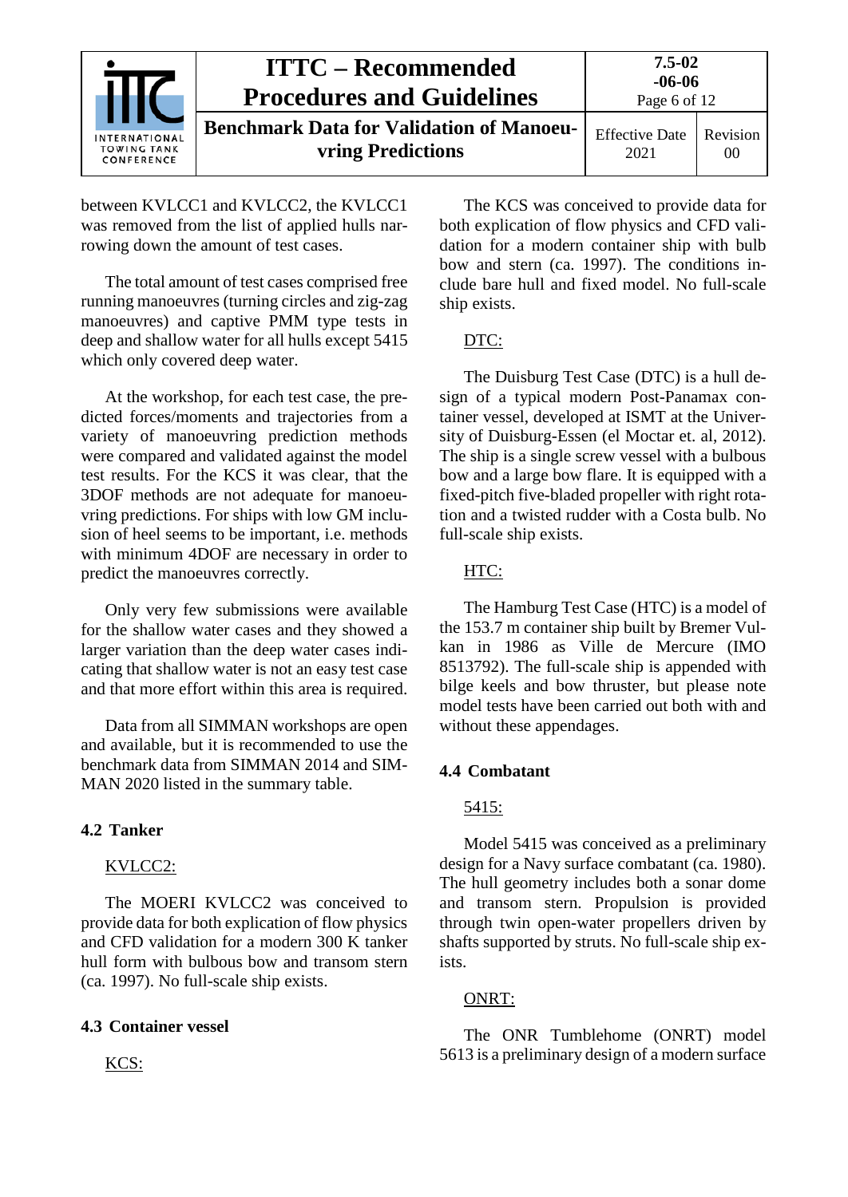between KVLCC1 and KVLCC2, the KVLCC1 was removed from the list of applied hulls narrowing down the amount of test cases.

The total amount of test cases comprised free running manoeuvres (turning circles and zig-zag manoeuvres) and captive PMM type tests in deep and shallow water for all hulls except 5415 which only covered deep water.

At the workshop, for each test case, the predicted forces/moments and trajectories from a variety of manoeuvring prediction methods were compared and validated against the model test results. For the KCS it was clear, that the 3DOF methods are not adequate for manoeuvring predictions. For ships with low GM inclusion of heel seems to be important, i.e. methods with minimum 4DOF are necessary in order to predict the manoeuvres correctly.

Only very few submissions were available for the shallow water cases and they showed a larger variation than the deep water cases indicating that shallow water is not an easy test case and that more effort within this area is required.

Data from all SIMMAN workshops are open and available, but it is recommended to use the benchmark data from SIMMAN 2014 and SIMMAN 2020 listed in the summary table.

## 4.2 Tanker

KVLCC2:

The MOERI KVLCC2 was conceived to provide data for both explication of flow physics and CFD validation for a modern 300 K tanker hull form with bulbous bow and transom stern (ca. 1997). No full-scale ship exists.

## 4.3 Container vessel

KCS:

The KCS was conceived to provide data for both explication of flow physics and CFD validation for a modern container ship with bulb bow and stern (ca. 1997). The conditions include bare hull and fixed model. No full-scale ship exists.

DTC:

The Duisburg Test Case (DTC) is a hull design of a typical modern Post-Panamax container vessel, developed at ISMT at the University of Duisburg-Essen (el Moctar et. al, 2012). The ship is a single screw vessel with a bulbous bow and a large bow flare. It is equipped with a fixed-pitch five-bladed propeller with right rotation and a twisted rudder with a Costa bulb. No full-scale ship exists.

HTC:

The Hamburg Test Case (HTC) is a model of the 153.7 m container ship built by Bremer Vulkan in 1986 as Ville de Mercure (IMO 8513792). The full-scale ship is appended with bilge keels and bow thruster, but please note model tests have been carried out both with and without these appendages.

## 4.4 Combatant

5415:

Model 5415 was conceived as a preliminary design for a Navy surface combatant (ca. 1980). The hull geometry includes both a sonar dome and transom stern. Propulsion is provided through twin open-water propellers driven by shafts supported by struts. No full-scale ship exists.

ONRT:

The ONR Tumblehome (ONRT) model 5613 is a preliminary design of a modern surface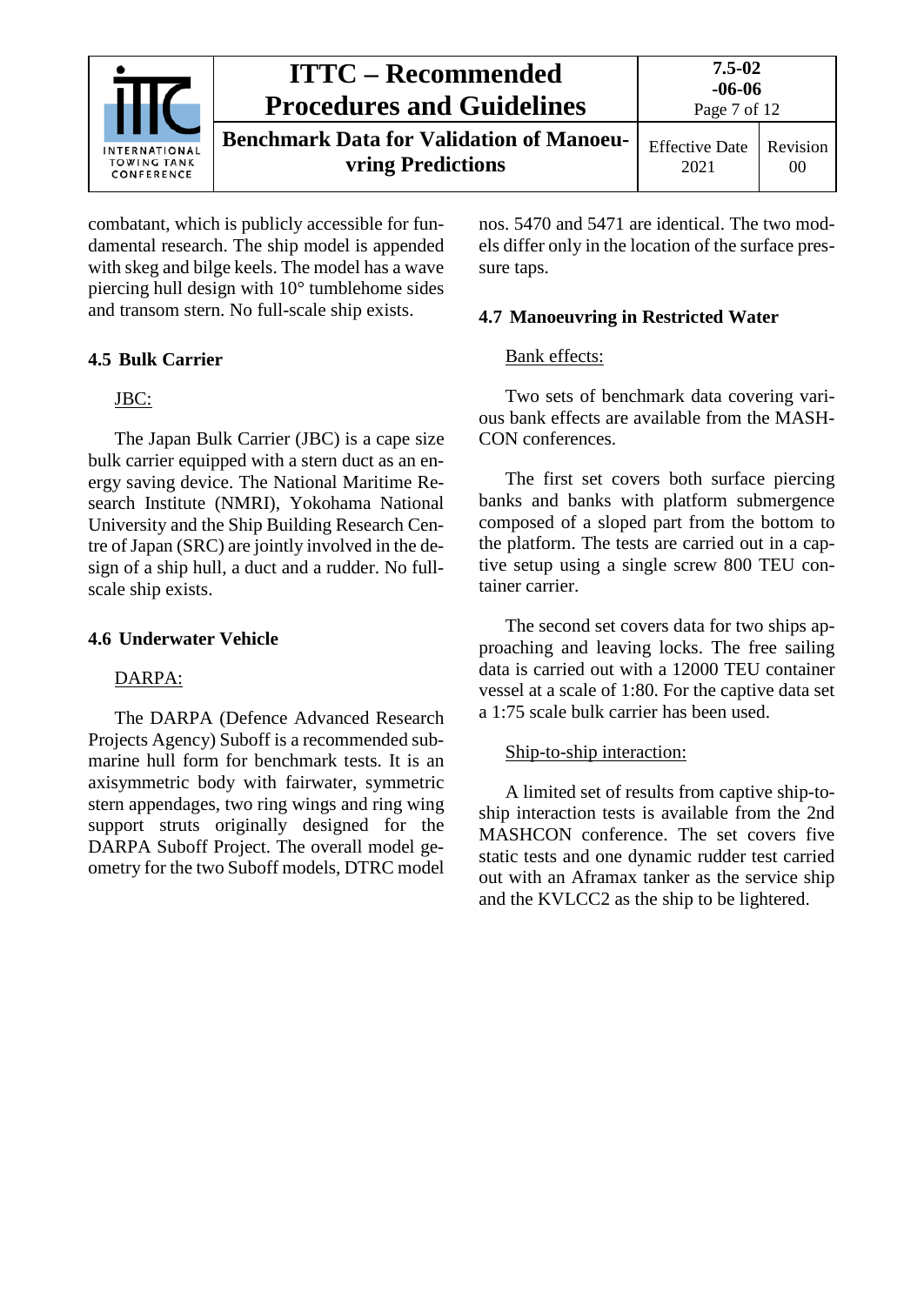combatant, which is publicly accessible for fundamental research. The ship model is appended with skeg and bilge keels. The model has a wave piercing hull design with 10° tumblehome sides and transom stern. No full-scale ship exists.

## 4.5 Bulk Carrier

JBC:

The Japan Bulk Carrier (JBC) is a cape size bulk carrier equipped with a stern duct as an energy saving device. The National Maritime Research Institute (NMRI), Yokohama National University and the Ship Building Research Centre of Japan (SRC) are jointly involved in the design of a ship hull, a duct and a rudder. No full-scale ship exists.

## 4.6 Underwater Vehicle

DARPA:

The DARPA (Defence Advanced Research Projects Agency) Suboff is a recommended submarine hull form for benchmark tests. It is an axisymmetric body with fairwater, symmetric stern appendages, two ring wings and ring wing support struts originally designed for the DARPA Suboff Project. The overall model geometry for the two Suboff models, DTRC model nos. 5470 and 5471 are identical. The two models differ only in the location of the surface pressure taps.

## 4.7 Manoeuvring in Restricted Water

Bank effects:

Two sets of benchmark data covering various bank effects are available from the MASHCON conferences.

The first set covers both surface piercing banks and banks with platform submergence composed of a sloped part from the bottom to the platform. The tests are carried out in a captive setup using a single screw 800 TEU container carrier.

The second set covers data for two ships approaching and leaving locks. The free sailing data is carried out with a 12000 TEU container vessel at a scale of 1:80. For the captive data set a 1:75 scale bulk carrier has been used.

Ship-to-ship interaction:

A limited set of results from captive ship-to-ship interaction tests is available from the 2nd MASHCON conference. The set covers five static tests and one dynamic rudder test carried out with an Aframax tanker as the service ship and the KVLCC2 as the ship to be lightered.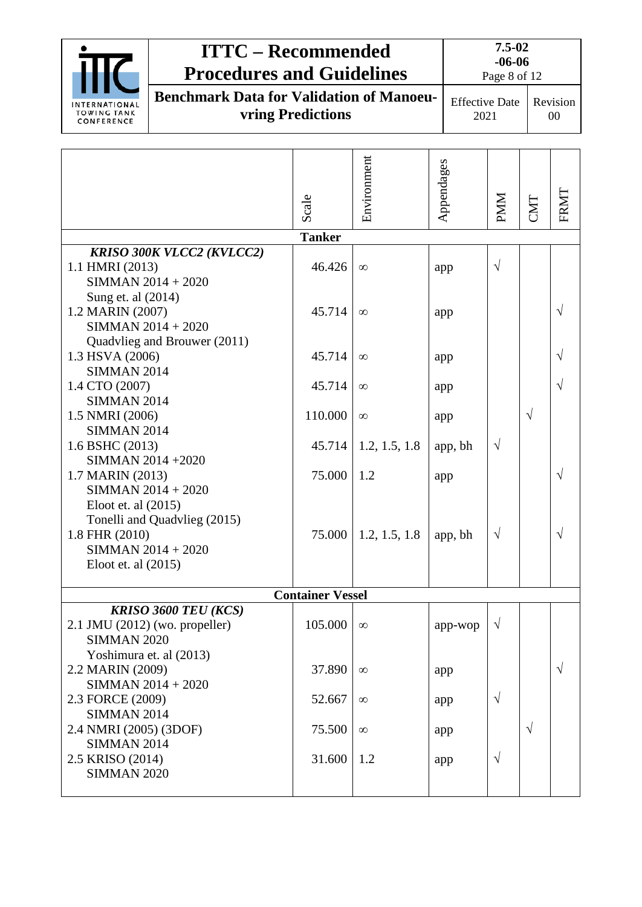| | Scale | Environment | Appendages | PMM | CMT | FRMT |
|---|---|---|---|---|---|---|
| **Tanker** | | | | | | |
| ***KRISO 300K VLCC2 (KVLCC2)*** | | | | | | |
| 1.1 HMRI (2013)<br>SIMMAN 2014 + 2020<br>Sung et. al (2014) | 46.426 | ∞ | app | √ | | |
| 1.2 MARIN (2007)<br>SIMMAN 2014 + 2020<br>Quadvlieg and Brouwer (2011) | 45.714 | ∞ | app | | | √ |
| 1.3 HSVA (2006)<br>SIMMAN 2014 | 45.714 | ∞ | app | | | √ |
| 1.4 CTO (2007)<br>SIMMAN 2014 | 45.714 | ∞ | app | | | √ |
| 1.5 NMRI (2006)<br>SIMMAN 2014 | 110.000 | ∞ | app | | √ | |
| 1.6 BSHC (2013)<br>SIMMAN 2014 +2020 | 45.714 | 1.2, 1.5, 1.8 | app, bh | √ | | |
| 1.7 MARIN (2013)<br>SIMMAN 2014 + 2020<br>Eloot et. al (2015)<br>Tonelli and Quadvlieg (2015) | 75.000 | 1.2 | app | | | √ |
| 1.8 FHR (2010)<br>SIMMAN 2014 + 2020<br>Eloot et. al (2015) | 75.000 | 1.2, 1.5, 1.8 | app, bh | √ | | √ |
| **Container Vessel** | | | | | | |
| ***KRISO 3600 TEU (KCS)*** | | | | | | |
| 2.1 JMU (2012) (wo. propeller)<br>SIMMAN 2020<br>Yoshimura et. al (2013) | 105.000 | ∞ | app-wop | √ | | |
| 2.2 MARIN (2009)<br>SIMMAN 2014 + 2020 | 37.890 | ∞ | app | | | √ |
| 2.3 FORCE (2009)<br>SIMMAN 2014 | 52.667 | ∞ | app | √ | | |
| 2.4 NMRI (2005) (3DOF)<br>SIMMAN 2014 | 75.500 | ∞ | app | | √ | |
| 2.5 KRISO (2014)<br>SIMMAN 2020 | 31.600 | 1.2 | app | √ | | |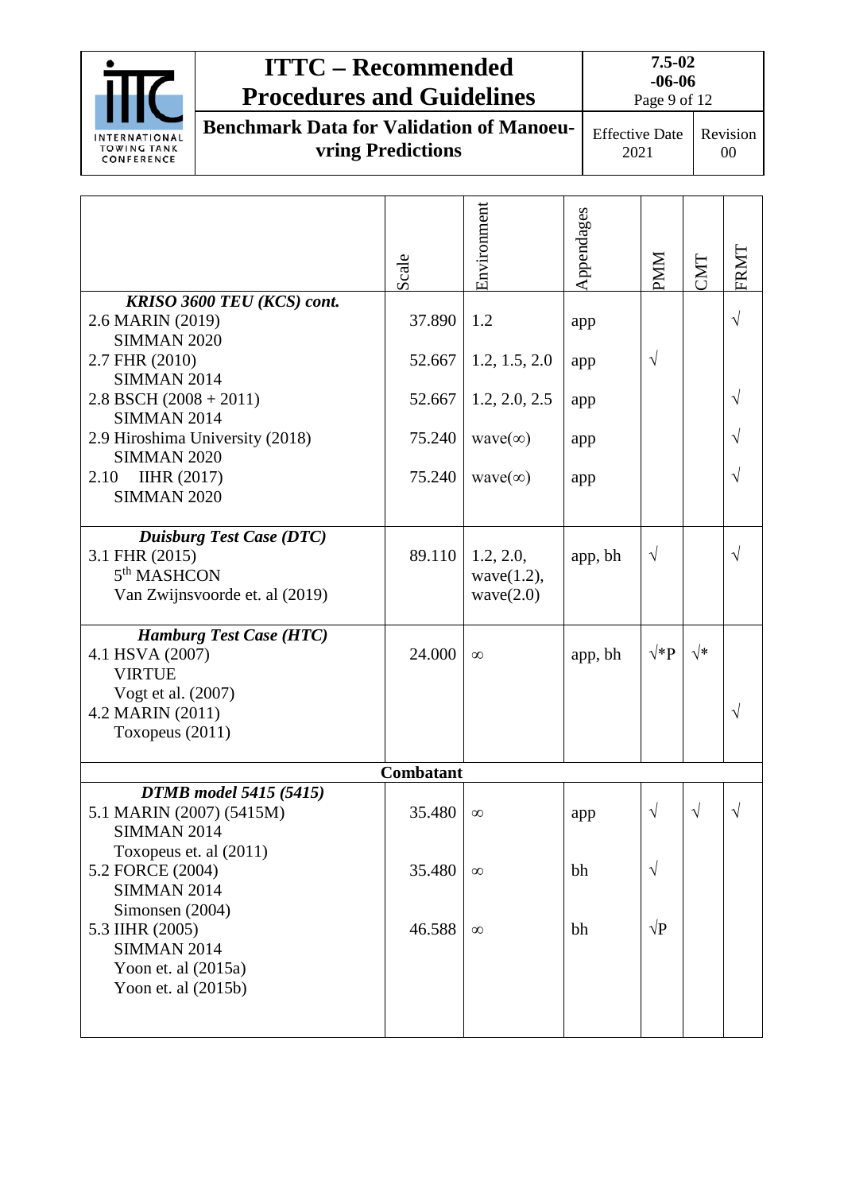| | Scale | Environment | Appendages | PMM | CMT | FRMT |
|---|---|---|---|---|---|---|
| ***KRISO 3600 TEU (KCS) cont.*** | | | | | | |
| 2.6 MARIN (2019)<br>SIMMAN 2020 | 37.890 | 1.2 | app | | | √ |
| 2.7 FHR (2010)<br>SIMMAN 2014 | 52.667 | 1.2, 1.5, 2.0 | app | √ | | |
| 2.8 BSCH (2008 + 2011)<br>SIMMAN 2014 | 52.667 | 1.2, 2.0, 2.5 | app | | | √ |
| 2.9 Hiroshima University (2018)<br>SIMMAN 2020 | 75.240 | wave(∞) | app | | | √ |
| 2.10 IIHR (2017)<br>SIMMAN 2020 | 75.240 | wave(∞) | app | | | √ |
| ***Duisburg Test Case (DTC)*** | | | | | | |
| 3.1 FHR (2015)<br>5th MASHCON<br>Van Zwijnsvoorde et. al (2019) | 89.110 | 1.2, 2.0, wave(1.2), wave(2.0) | app, bh | √ | | √ |
| ***Hamburg Test Case (HTC)*** | | | | | | |
| 4.1 HSVA (2007)<br>VIRTUE<br>Vogt et al. (2007) | 24.000 | ∞ | app, bh | √*P | √* | |
| 4.2 MARIN (2011)<br>Toxopeus (2011) | | | | | | √ |
| **Combatant** | | | | | | |
| ***DTMB model 5415 (5415)*** | | | | | | |
| 5.1 MARIN (2007) (5415M)<br>SIMMAN 2014<br>Toxopeus et. al (2011) | 35.480 | ∞ | app | √ | √ | √ |
| 5.2 FORCE (2004)<br>SIMMAN 2014<br>Simonsen (2004) | 35.480 | ∞ | bh | √ | | |
| 5.3 IIHR (2005)<br>SIMMAN 2014<br>Yoon et. al (2015a)<br>Yoon et. al (2015b) | 46.588 | ∞ | bh | √P | | |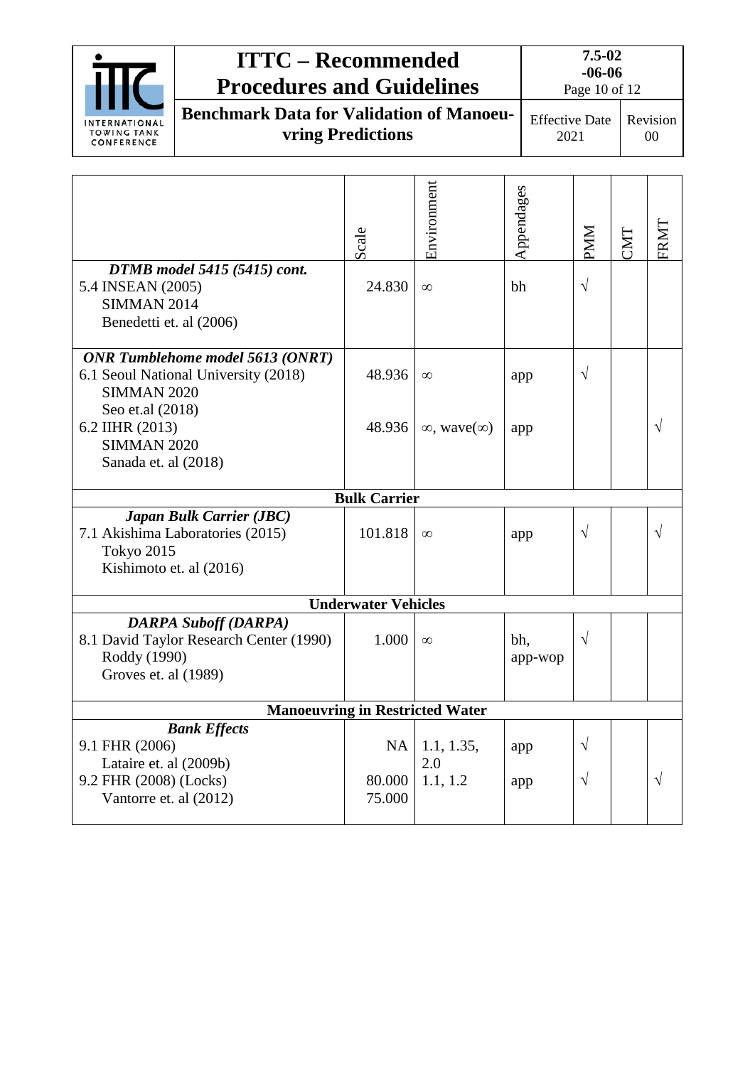| | Scale | Environment | Appendages | PMM | CMT | FRMT |
|---|---|---|---|---|---|---|
| ***DTMB model 5415 (5415) cont.*** | | | | | | |
| 5.4 INSEAN (2005)<br>SIMMAN 2014<br>Benedetti et. al (2006) | 24.830 | ∞ | bh | √ | | |
| ***ONR Tumblehome model 5613 (ONRT)*** | | | | | | |
| 6.1 Seoul National University (2018)<br>SIMMAN 2020<br>Seo et.al (2018) | 48.936 | ∞ | app | √ | | |
| 6.2 IIHR (2013)<br>SIMMAN 2020<br>Sanada et. al (2018) | 48.936 | ∞, wave(∞) | app | | | √ |
| **Bulk Carrier** | | | | | | |
| ***Japan Bulk Carrier (JBC)*** | | | | | | |
| 7.1 Akishima Laboratories (2015)<br>Tokyo 2015<br>Kishimoto et. al (2016) | 101.818 | ∞ | app | √ | | √ |
| **Underwater Vehicles** | | | | | | |
| ***DARPA Suboff (DARPA)*** | | | | | | |
| 8.1 David Taylor Research Center (1990)<br>Roddy (1990)<br>Groves et. al (1989) | 1.000 | ∞ | bh, app-wop | √ | | |
| **Manoeuvring in Restricted Water** | | | | | | |
| ***Bank Effects*** | | | | | | |
| 9.1 FHR (2006)<br>Lataire et. al (2009b) | NA | 1.1, 1.35, 2.0 | app | √ | | |
| 9.2 FHR (2008) (Locks)<br>Vantorre et. al (2012) | 80.000<br>75.000 | 1.1, 1.2 | app | √ | | √ |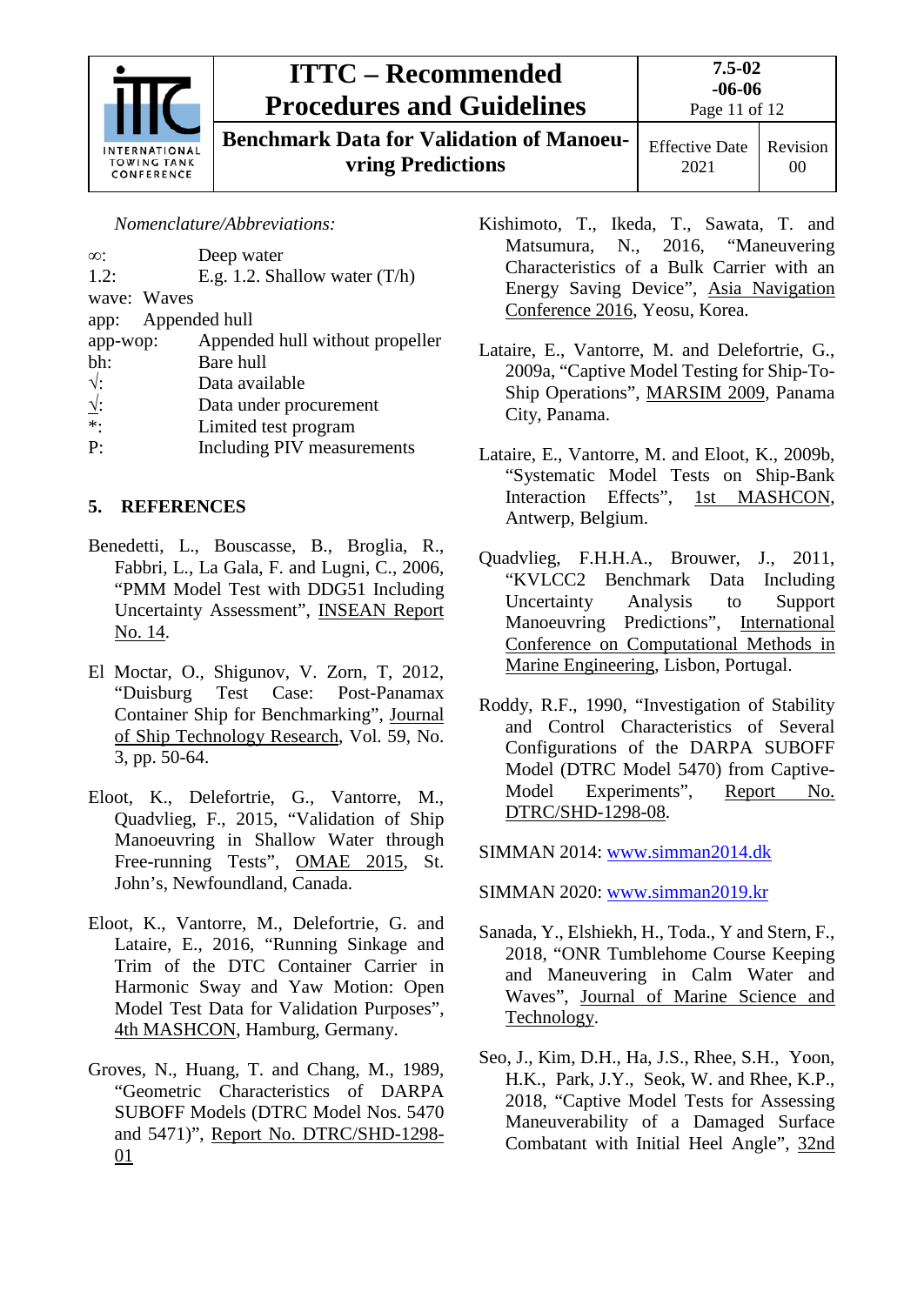*Nomenclature/Abbreviations:*

∞: Deep water
1.2: E.g. 1.2. Shallow water (T/h)
wave: Waves
app: Appended hull
app-wop: Appended hull without propeller
bh: Bare hull
√: Data available
<u>√</u>: Data under procurement
*: Limited test program
P: Including PIV measurements

## 5. REFERENCES

Benedetti, L., Bouscasse, B., Broglia, R., Fabbri, L., La Gala, F. and Lugni, C., 2006, "PMM Model Test with DDG51 Including Uncertainty Assessment", <u>INSEAN Report No. 14</u>.

El Moctar, O., Shigunov, V. Zorn, T, 2012, "Duisburg Test Case: Post-Panamax Container Ship for Benchmarking", <u>Journal of Ship Technology Research</u>, Vol. 59, No. 3, pp. 50-64.

Eloot, K., Delefortrie, G., Vantorre, M., Quadvlieg, F., 2015, "Validation of Ship Manoeuvring in Shallow Water through Free-running Tests", <u>OMAE 2015</u>, St. John's, Newfoundland, Canada.

Eloot, K., Vantorre, M., Delefortrie, G. and Lataire, E., 2016, "Running Sinkage and Trim of the DTC Container Carrier in Harmonic Sway and Yaw Motion: Open Model Test Data for Validation Purposes", <u>4th MASHCON</u>, Hamburg, Germany.

Groves, N., Huang, T. and Chang, M., 1989, "Geometric Characteristics of DARPA SUBOFF Models (DTRC Model Nos. 5470 and 5471)", <u>Report No. DTRC/SHD-1298-01</u>

Kishimoto, T., Ikeda, T., Sawata, T. and Matsumura, N., 2016, "Maneuvering Characteristics of a Bulk Carrier with an Energy Saving Device", <u>Asia Navigation Conference 2016</u>, Yeosu, Korea.

Lataire, E., Vantorre, M. and Delefortrie, G., 2009a, "Captive Model Testing for Ship-To-Ship Operations", <u>MARSIM 2009</u>, Panama City, Panama.

Lataire, E., Vantorre, M. and Eloot, K., 2009b, "Systematic Model Tests on Ship-Bank Interaction Effects", <u>1st MASHCON</u>, Antwerp, Belgium.

Quadvlieg, F.H.H.A., Brouwer, J., 2011, "KVLCC2 Benchmark Data Including Uncertainty Analysis to Support Manoeuvring Predictions", <u>International Conference on Computational Methods in Marine Engineering</u>, Lisbon, Portugal.

Roddy, R.F., 1990, "Investigation of Stability and Control Characteristics of Several Configurations of the DARPA SUBOFF Model (DTRC Model 5470) from Captive-Model Experiments", <u>Report No. DTRC/SHD-1298-08</u>.

SIMMAN 2014: www.simman2014.dk

SIMMAN 2020: www.simman2019.kr

Sanada, Y., Elshiekh, H., Toda., Y and Stern, F., 2018, "ONR Tumblehome Course Keeping and Maneuvering in Calm Water and Waves", <u>Journal of Marine Science and Technology</u>.

Seo, J., Kim, D.H., Ha, J.S., Rhee, S.H., Yoon, H.K., Park, J.Y., Seok, W. and Rhee, K.P., 2018, "Captive Model Tests for Assessing Maneuverability of a Damaged Surface Combatant with Initial Heel Angle", <u>32nd</u>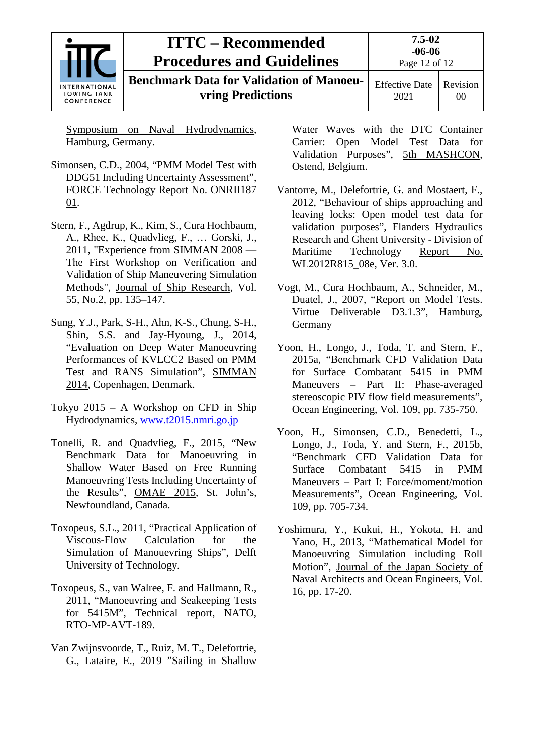Symposium on Naval Hydrodynamics, Hamburg, Germany.

Simonsen, C.D., 2004, "PMM Model Test with DDG51 Including Uncertainty Assessment", FORCE Technology Report No. ONRII187 01.

Stern, F., Agdrup, K., Kim, S., Cura Hochbaum, A., Rhee, K., Quadvlieg, F., … Gorski, J., 2011, "Experience from SIMMAN 2008 — The First Workshop on Verification and Validation of Ship Maneuvering Simulation Methods", Journal of Ship Research, Vol. 55, No.2, pp. 135–147.

Sung, Y.J., Park, S-H., Ahn, K-S., Chung, S-H., Shin, S.S. and Jay-Hyoung, J., 2014, "Evaluation on Deep Water Manoeuvring Performances of KVLCC2 Based on PMM Test and RANS Simulation", SIMMAN 2014, Copenhagen, Denmark.

Tokyo 2015 – A Workshop on CFD in Ship Hydrodynamics, www.t2015.nmri.go.jp

Tonelli, R. and Quadvlieg, F., 2015, "New Benchmark Data for Manoeuvring in Shallow Water Based on Free Running Manoeuvring Tests Including Uncertainty of the Results", OMAE 2015, St. John's, Newfoundland, Canada.

Toxopeus, S.L., 2011, "Practical Application of Viscous-Flow Calculation for the Simulation of Manouevring Ships", Delft University of Technology.

Toxopeus, S., van Walree, F. and Hallmann, R., 2011, "Manoeuvring and Seakeeping Tests for 5415M", Technical report, NATO, RTO-MP-AVT-189.

Van Zwijnsvoorde, T., Ruiz, M. T., Delefortrie, G., Lataire, E., 2019 "Sailing in Shallow Water Waves with the DTC Container Carrier: Open Model Test Data for Validation Purposes", 5th MASHCON, Ostend, Belgium.

Vantorre, M., Delefortrie, G. and Mostaert, F., 2012, "Behaviour of ships approaching and leaving locks: Open model test data for validation purposes", Flanders Hydraulics Research and Ghent University - Division of Maritime Technology Report No. WL2012R815_08e, Ver. 3.0.

Vogt, M., Cura Hochbaum, A., Schneider, M., Duatel, J., 2007, "Report on Model Tests. Virtue Deliverable D3.1.3", Hamburg, Germany

Yoon, H., Longo, J., Toda, T. and Stern, F., 2015a, "Benchmark CFD Validation Data for Surface Combatant 5415 in PMM Maneuvers – Part II: Phase-averaged stereoscopic PIV flow field measurements", Ocean Engineering, Vol. 109, pp. 735-750.

Yoon, H., Simonsen, C.D., Benedetti, L., Longo, J., Toda, Y. and Stern, F., 2015b, "Benchmark CFD Validation Data for Surface Combatant 5415 in PMM Maneuvers – Part I: Force/moment/motion Measurements", Ocean Engineering, Vol. 109, pp. 705-734.

Yoshimura, Y., Kukui, H., Yokota, H. and Yano, H., 2013, "Mathematical Model for Manoeuvring Simulation including Roll Motion", Journal of the Japan Society of Naval Architects and Ocean Engineers, Vol. 16, pp. 17-20.